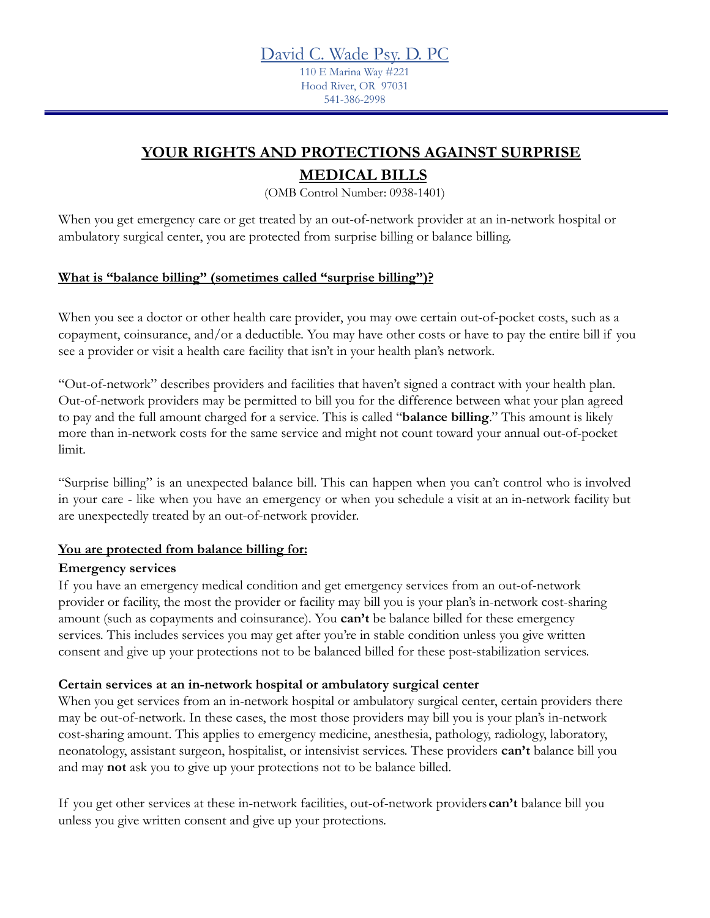David C. Wade Psy. D. PC
110 E Marina Way #221
Hood River, OR 97031
541-386-2998

# YOUR RIGHTS AND PROTECTIONS AGAINST SURPRISE MEDICAL BILLS

(OMB Control Number: 0938-1401)

When you get emergency care or get treated by an out-of-network provider at an in-network hospital or ambulatory surgical center, you are protected from surprise billing or balance billing.

## What is "balance billing" (sometimes called "surprise billing")?

When you see a doctor or other health care provider, you may owe certain out-of-pocket costs, such as a copayment, coinsurance, and/or a deductible. You may have other costs or have to pay the entire bill if you see a provider or visit a health care facility that isn't in your health plan's network.

"Out-of-network" describes providers and facilities that haven't signed a contract with your health plan. Out-of-network providers may be permitted to bill you for the difference between what your plan agreed to pay and the full amount charged for a service. This is called "**balance billing**." This amount is likely more than in-network costs for the same service and might not count toward your annual out-of-pocket limit.

"Surprise billing" is an unexpected balance bill. This can happen when you can't control who is involved in your care - like when you have an emergency or when you schedule a visit at an in-network facility but are unexpectedly treated by an out-of-network provider.

## You are protected from balance billing for:

### Emergency services

If you have an emergency medical condition and get emergency services from an out-of-network provider or facility, the most the provider or facility may bill you is your plan's in-network cost-sharing amount (such as copayments and coinsurance). You **can't** be balance billed for these emergency services. This includes services you may get after you're in stable condition unless you give written consent and give up your protections not to be balanced billed for these post-stabilization services.

### Certain services at an in-network hospital or ambulatory surgical center

When you get services from an in-network hospital or ambulatory surgical center, certain providers there may be out-of-network. In these cases, the most those providers may bill you is your plan's in-network cost-sharing amount. This applies to emergency medicine, anesthesia, pathology, radiology, laboratory, neonatology, assistant surgeon, hospitalist, or intensivist services. These providers **can't** balance bill you and may **not** ask you to give up your protections not to be balance billed.

If you get other services at these in-network facilities, out-of-network providers **can't** balance bill you unless you give written consent and give up your protections.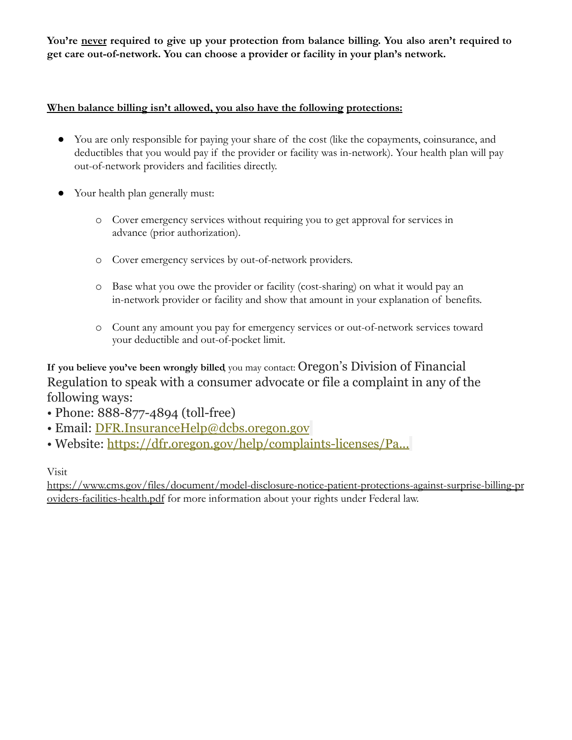**You're never required to give up your protection from balance billing. You also aren't required to get care out-of-network. You can choose a provider or facility in your plan's network.**

**When balance billing isn't allowed, you also have the following protections:**

- You are only responsible for paying your share of the cost (like the copayments, coinsurance, and deductibles that you would pay if the provider or facility was in-network). Your health plan will pay out-of-network providers and facilities directly.
- Your health plan generally must:
  - Cover emergency services without requiring you to get approval for services in advance (prior authorization).
  - Cover emergency services by out-of-network providers.
  - Base what you owe the provider or facility (cost-sharing) on what it would pay an in-network provider or facility and show that amount in your explanation of benefits.
  - Count any amount you pay for emergency services or out-of-network services toward your deductible and out-of-pocket limit.

**If you believe you've been wrongly billed**, you may contact: Oregon's Division of Financial Regulation to speak with a consumer advocate or file a complaint in any of the following ways:

- Phone: 888-877-4894 (toll-free)
- Email: DFR.InsuranceHelp@dcbs.oregon.gov
- Website: https://dfr.oregon.gov/help/complaints-licenses/Pa...

Visit https://www.cms.gov/files/document/model-disclosure-notice-patient-protections-against-surprise-billing-providers-facilities-health.pdf for more information about your rights under Federal law.